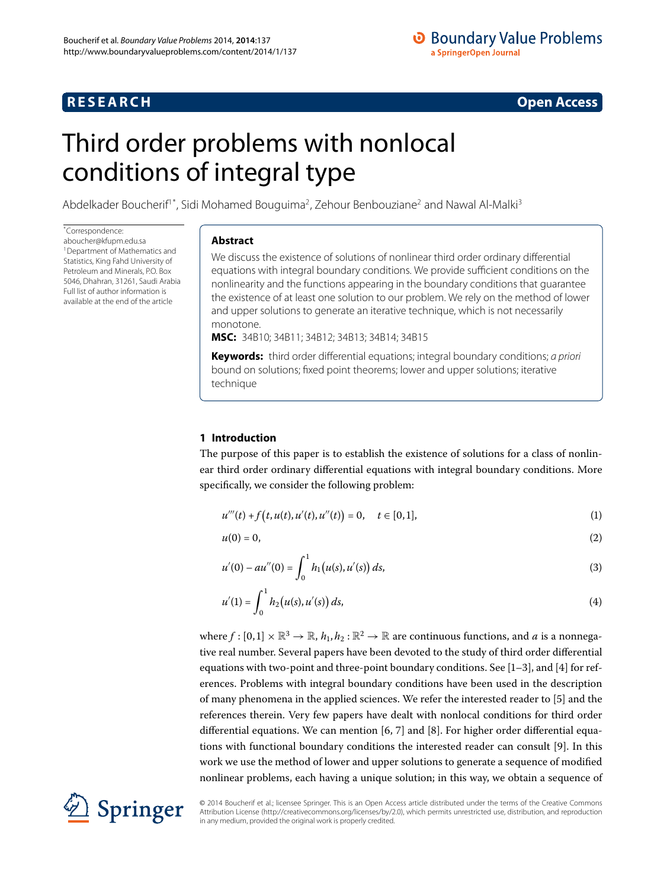**RESEARCH** **Open Access**

# Third order problems with nonlocal conditions of integral type

Abdelkader Boucherif[1*], Sidi Mohamed Bouguima[2], Zehour Benbouziane[2] and Nawal Al-Malki[3]

*Correspondence: aboucher@kfupm.edu.sa
[1]Department of Mathematics and Statistics, King Fahd University of Petroleum and Minerals, P.O. Box 5046, Dhahran, 31261, Saudi Arabia
Full list of author information is available at the end of the article

## Abstract

We discuss the existence of solutions of nonlinear third order ordinary differential equations with integral boundary conditions. We provide sufficient conditions on the nonlinearity and the functions appearing in the boundary conditions that guarantee the existence of at least one solution to our problem. We rely on the method of lower and upper solutions to generate an iterative technique, which is not necessarily monotone.

**MSC:** 34B10; 34B11; 34B12; 34B13; 34B14; 34B15

**Keywords:** third order differential equations; integral boundary conditions; *a priori* bound on solutions; fixed point theorems; lower and upper solutions; iterative technique

## 1 Introduction

The purpose of this paper is to establish the existence of solutions for a class of nonlinear third order ordinary differential equations with integral boundary conditions. More specifically, we consider the following problem:

$$u'''(t) + f\bigl(t, u(t), u'(t), u''(t)\bigr) = 0, \quad t \in [0,1], \tag{1}$$

$$u(0) = 0, \tag{2}$$

$$u'(0) - au''(0) = \int_0^1 h_1\bigl(u(s), u'(s)\bigr)\, ds, \tag{3}$$

$$u'(1) = \int_0^1 h_2\bigl(u(s), u'(s)\bigr)\, ds, \tag{4}$$

where $f : [0,1] \times \mathbb{R}^3 \to \mathbb{R}$, $h_1, h_2 : \mathbb{R}^2 \to \mathbb{R}$ are continuous functions, and $a$ is a nonnegative real number. Several papers have been devoted to the study of third order differential equations with two-point and three-point boundary conditions. See [1–3], and [4] for references. Problems with integral boundary conditions have been used in the description of many phenomena in the applied sciences. We refer the interested reader to [5] and the references therein. Very few papers have dealt with nonlocal conditions for third order differential equations. We can mention [6, 7] and [8]. For higher order differential equations with functional boundary conditions the interested reader can consult [9]. In this work we use the method of lower and upper solutions to generate a sequence of modified nonlinear problems, each having a unique solution; in this way, we obtain a sequence of

© 2014 Boucherif et al.; licensee Springer. This is an Open Access article distributed under the terms of the Creative Commons Attribution License (http://creativecommons.org/licenses/by/2.0), which permits unrestricted use, distribution, and reproduction in any medium, provided the original work is properly credited.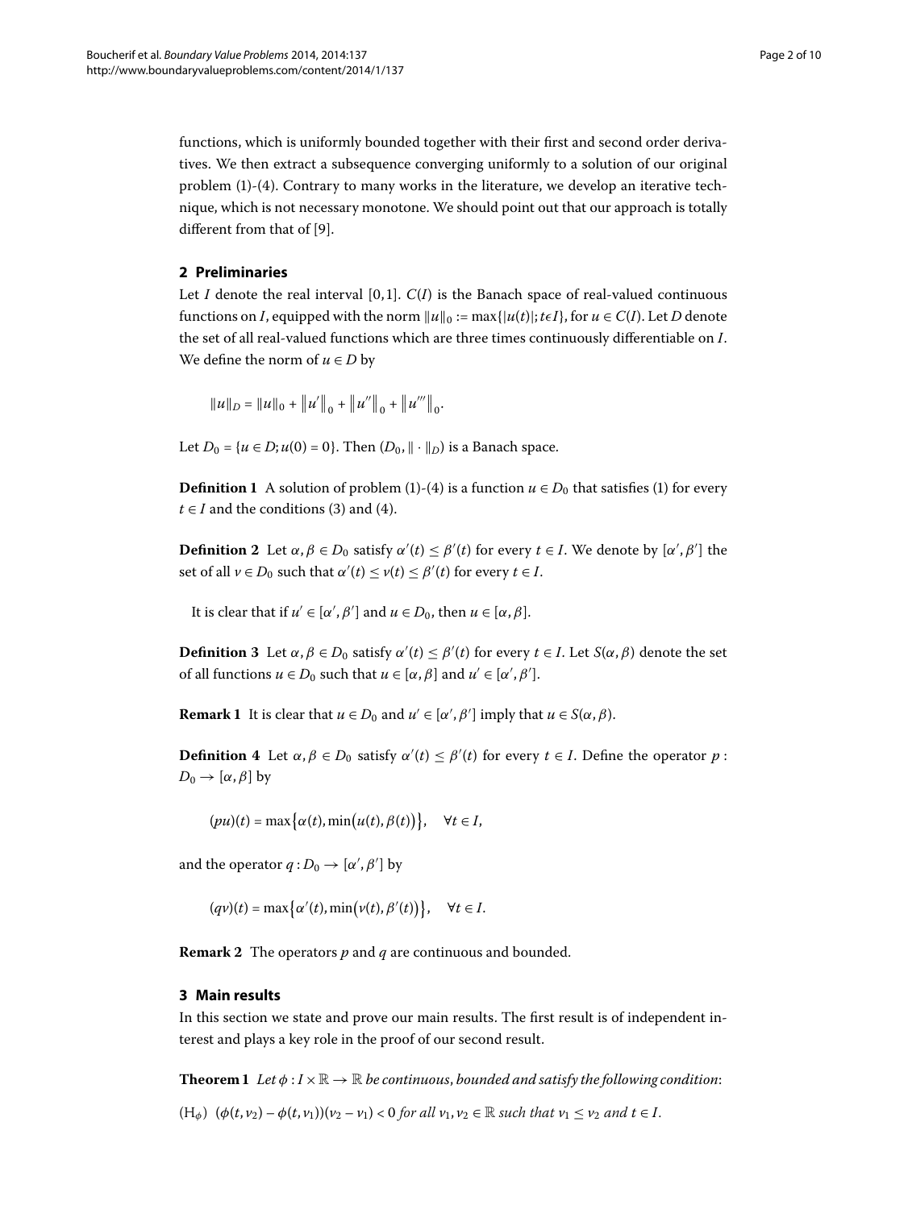functions, which is uniformly bounded together with their first and second order derivatives. We then extract a subsequence converging uniformly to a solution of our original problem (1)-(4). Contrary to many works in the literature, we develop an iterative technique, which is not necessary monotone. We should point out that our approach is totally different from that of [9].

## 2 Preliminaries

Let $I$ denote the real interval $[0,1]$. $C(I)$ is the Banach space of real-valued continuous functions on $I$, equipped with the norm $\|u\|_0 := \max\{|u(t)|; t\epsilon I\}$, for $u \in C(I)$. Let $D$ denote the set of all real-valued functions which are three times continuously differentiable on $I$. We define the norm of $u \in D$ by

$$\|u\|_D = \|u\|_0 + \|u'\|_0 + \|u''\|_0 + \|u'''\|_0.$$

Let $D_0 = \{u \in D; u(0) = 0\}$. Then $(D_0, \|\cdot\|_D)$ is a Banach space.

**Definition 1** A solution of problem (1)-(4) is a function $u \in D_0$ that satisfies (1) for every $t \in I$ and the conditions (3) and (4).

**Definition 2** Let $\alpha, \beta \in D_0$ satisfy $\alpha'(t) \leq \beta'(t)$ for every $t \in I$. We denote by $[\alpha', \beta']$ the set of all $v \in D_0$ such that $\alpha'(t) \leq v(t) \leq \beta'(t)$ for every $t \in I$.

It is clear that if $u' \in [\alpha', \beta']$ and $u \in D_0$, then $u \in [\alpha, \beta]$.

**Definition 3** Let $\alpha, \beta \in D_0$ satisfy $\alpha'(t) \leq \beta'(t)$ for every $t \in I$. Let $S(\alpha, \beta)$ denote the set of all functions $u \in D_0$ such that $u \in [\alpha, \beta]$ and $u' \in [\alpha', \beta']$.

**Remark 1** It is clear that $u \in D_0$ and $u' \in [\alpha', \beta']$ imply that $u \in S(\alpha, \beta)$.

**Definition 4** Let $\alpha, \beta \in D_0$ satisfy $\alpha'(t) \leq \beta'(t)$ for every $t \in I$. Define the operator $p : D_0 \to [\alpha, \beta]$ by

$$(pu)(t) = \max\{\alpha(t), \min(u(t), \beta(t))\}, \quad \forall t \in I,$$

and the operator $q : D_0 \to [\alpha', \beta']$ by

$$(qv)(t) = \max\{\alpha'(t), \min(v(t), \beta'(t))\}, \quad \forall t \in I.$$

**Remark 2** The operators $p$ and $q$ are continuous and bounded.

## 3 Main results

In this section we state and prove our main results. The first result is of independent interest and plays a key role in the proof of our second result.

**Theorem 1** *Let $\phi : I \times \mathbb{R} \to \mathbb{R}$ be continuous, bounded and satisfy the following condition:*

($\mathrm{H}_\phi$) $(\phi(t, v_2) - \phi(t, v_1))(v_2 - v_1) < 0$ *for all $v_1, v_2 \in \mathbb{R}$ such that $v_1 \leq v_2$ and $t \in I$.*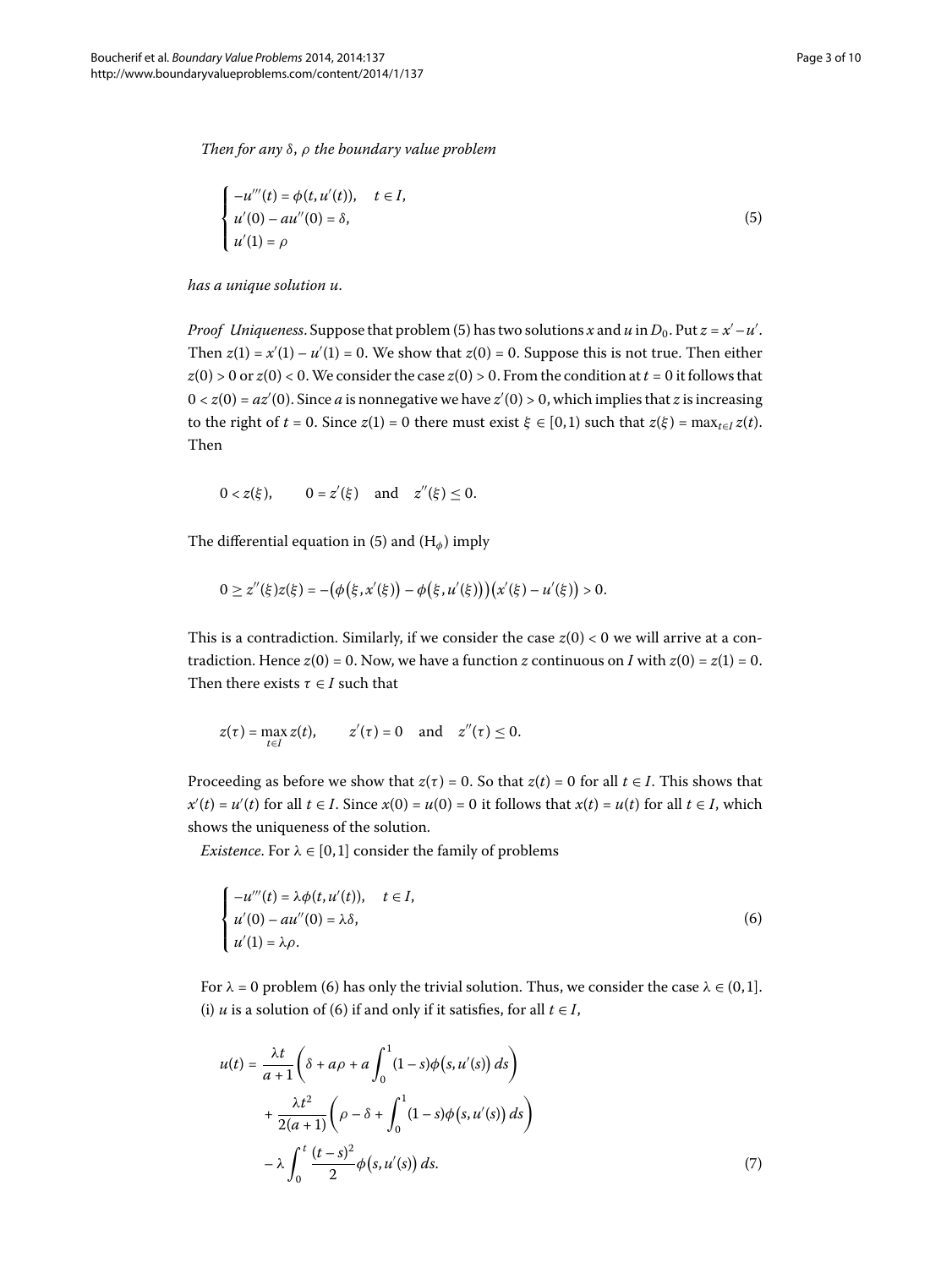*Then for any $\delta$, $\rho$ the boundary value problem*

$$
\begin{cases}
-u'''(t) = \phi(t, u'(t)), & t \in I, \\
u'(0) - au''(0) = \delta, \\
u'(1) = \rho
\end{cases}
\tag{5}
$$

*has a unique solution $u$.*

*Proof* *Uniqueness*. Suppose that problem (5) has two solutions $x$ and $u$ in $D_0$. Put $z = x' - u'$. Then $z(1) = x'(1) - u'(1) = 0$. We show that $z(0) = 0$. Suppose this is not true. Then either $z(0) > 0$ or $z(0) < 0$. We consider the case $z(0) > 0$. From the condition at $t = 0$ it follows that $0 < z(0) = az'(0)$. Since $a$ is nonnegative we have $z'(0) > 0$, which implies that $z$ is increasing to the right of $t = 0$. Since $z(1) = 0$ there must exist $\xi \in [0, 1)$ such that $z(\xi) = \max_{t \in I} z(t)$. Then

$$
0 < z(\xi), \qquad 0 = z'(\xi) \quad \text{and} \quad z''(\xi) \leq 0.
$$

The differential equation in (5) and $(\mathrm{H}_\phi)$ imply

$$
0 \geq z''(\xi)z(\xi) = -\big(\phi\big(\xi, x'(\xi)\big) - \phi\big(\xi, u'(\xi)\big)\big)\big(x'(\xi) - u'(\xi)\big) > 0.
$$

This is a contradiction. Similarly, if we consider the case $z(0) < 0$ we will arrive at a contradiction. Hence $z(0) = 0$. Now, we have a function $z$ continuous on $I$ with $z(0) = z(1) = 0$. Then there exists $\tau \in I$ such that

$$
z(\tau) = \max_{t \in I} z(t), \qquad z'(\tau) = 0 \quad \text{and} \quad z''(\tau) \leq 0.
$$

Proceeding as before we show that $z(\tau) = 0$. So that $z(t) = 0$ for all $t \in I$. This shows that $x'(t) = u'(t)$ for all $t \in I$. Since $x(0) = u(0) = 0$ it follows that $x(t) = u(t)$ for all $t \in I$, which shows the uniqueness of the solution.

*Existence*. For $\lambda \in [0, 1]$ consider the family of problems

$$
\begin{cases}
-u'''(t) = \lambda\phi(t, u'(t)), & t \in I, \\
u'(0) - au''(0) = \lambda\delta, \\
u'(1) = \lambda\rho.
\end{cases}
\tag{6}
$$

For $\lambda = 0$ problem (6) has only the trivial solution. Thus, we consider the case $\lambda \in (0, 1]$.

(i) $u$ is a solution of (6) if and only if it satisfies, for all $t \in I$,

$$
\begin{aligned}
u(t) = {} & \frac{\lambda t}{a+1}\left(\delta + a\rho + a\int_0^1 (1-s)\phi\big(s, u'(s)\big)\,ds\right) \\
& + \frac{\lambda t^2}{2(a+1)}\left(\rho - \delta + \int_0^1 (1-s)\phi\big(s, u'(s)\big)\,ds\right) \\
& - \lambda\int_0^t \frac{(t-s)^2}{2}\phi\big(s, u'(s)\big)\,ds.
\end{aligned}
\tag{7}
$$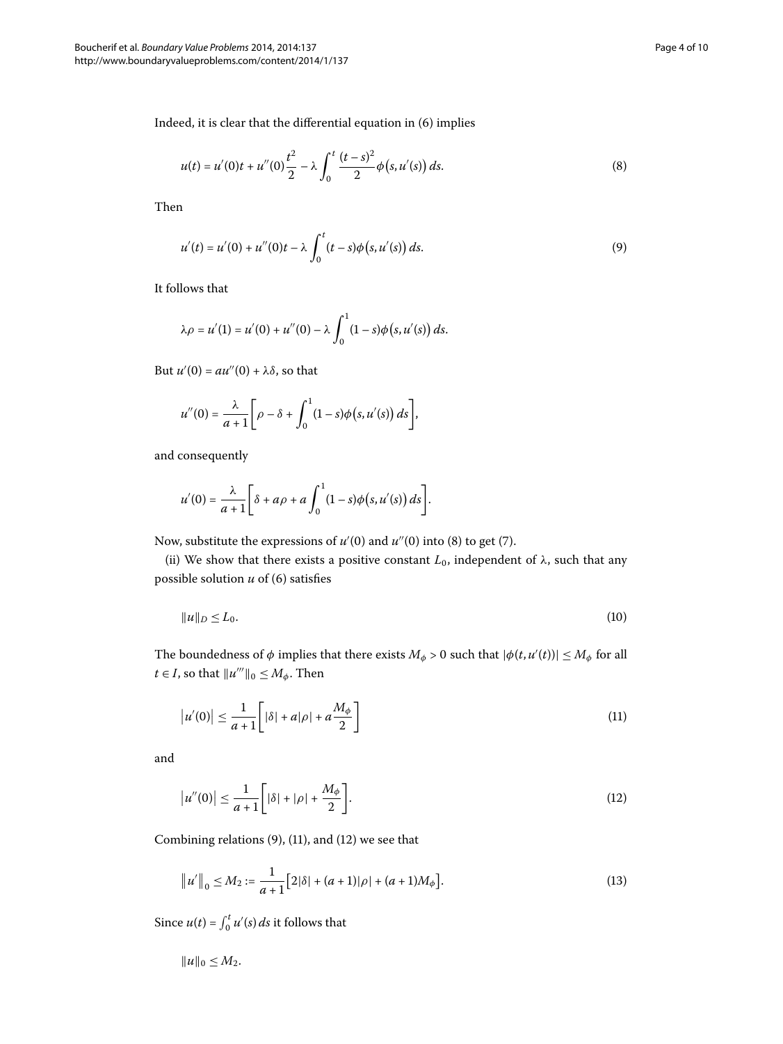Indeed, it is clear that the differential equation in (6) implies

$$u(t) = u'(0)t + u''(0)\frac{t^2}{2} - \lambda \int_0^t \frac{(t-s)^2}{2} \phi\bigl(s, u'(s)\bigr)\, ds. \tag{8}$$

Then

$$u'(t) = u'(0) + u''(0)t - \lambda \int_0^t (t-s)\phi\bigl(s, u'(s)\bigr)\, ds. \tag{9}$$

It follows that

$$\lambda\rho = u'(1) = u'(0) + u''(0) - \lambda \int_0^1 (1-s)\phi\bigl(s, u'(s)\bigr)\, ds.$$

But $u'(0) = au''(0) + \lambda\delta$, so that

$$u''(0) = \frac{\lambda}{a+1}\left[\rho - \delta + \int_0^1 (1-s)\phi\bigl(s, u'(s)\bigr)\, ds\right],$$

and consequently

$$u'(0) = \frac{\lambda}{a+1}\left[\delta + a\rho + a\int_0^1 (1-s)\phi\bigl(s, u'(s)\bigr)\, ds\right].$$

Now, substitute the expressions of $u'(0)$ and $u''(0)$ into (8) to get (7).

(ii) We show that there exists a positive constant $L_0$, independent of $\lambda$, such that any possible solution $u$ of (6) satisfies

$$\|u\|_D \leq L_0. \tag{10}$$

The boundedness of $\phi$ implies that there exists $M_\phi > 0$ such that $|\phi(t, u'(t))| \leq M_\phi$ for all $t \in I$, so that $\|u'''\|_0 \leq M_\phi$. Then

$$\bigl|u'(0)\bigr| \leq \frac{1}{a+1}\left[|\delta| + a|\rho| + a\frac{M_\phi}{2}\right] \tag{11}$$

and

$$\bigl|u''(0)\bigr| \leq \frac{1}{a+1}\left[|\delta| + |\rho| + \frac{M_\phi}{2}\right]. \tag{12}$$

Combining relations (9), (11), and (12) we see that

$$\bigl\|u'\bigr\|_0 \leq M_2 := \frac{1}{a+1}\bigl[2|\delta| + (a+1)|\rho| + (a+1)M_\phi\bigr]. \tag{13}$$

Since $u(t) = \int_0^t u'(s)\, ds$ it follows that

$$\|u\|_0 \leq M_2.$$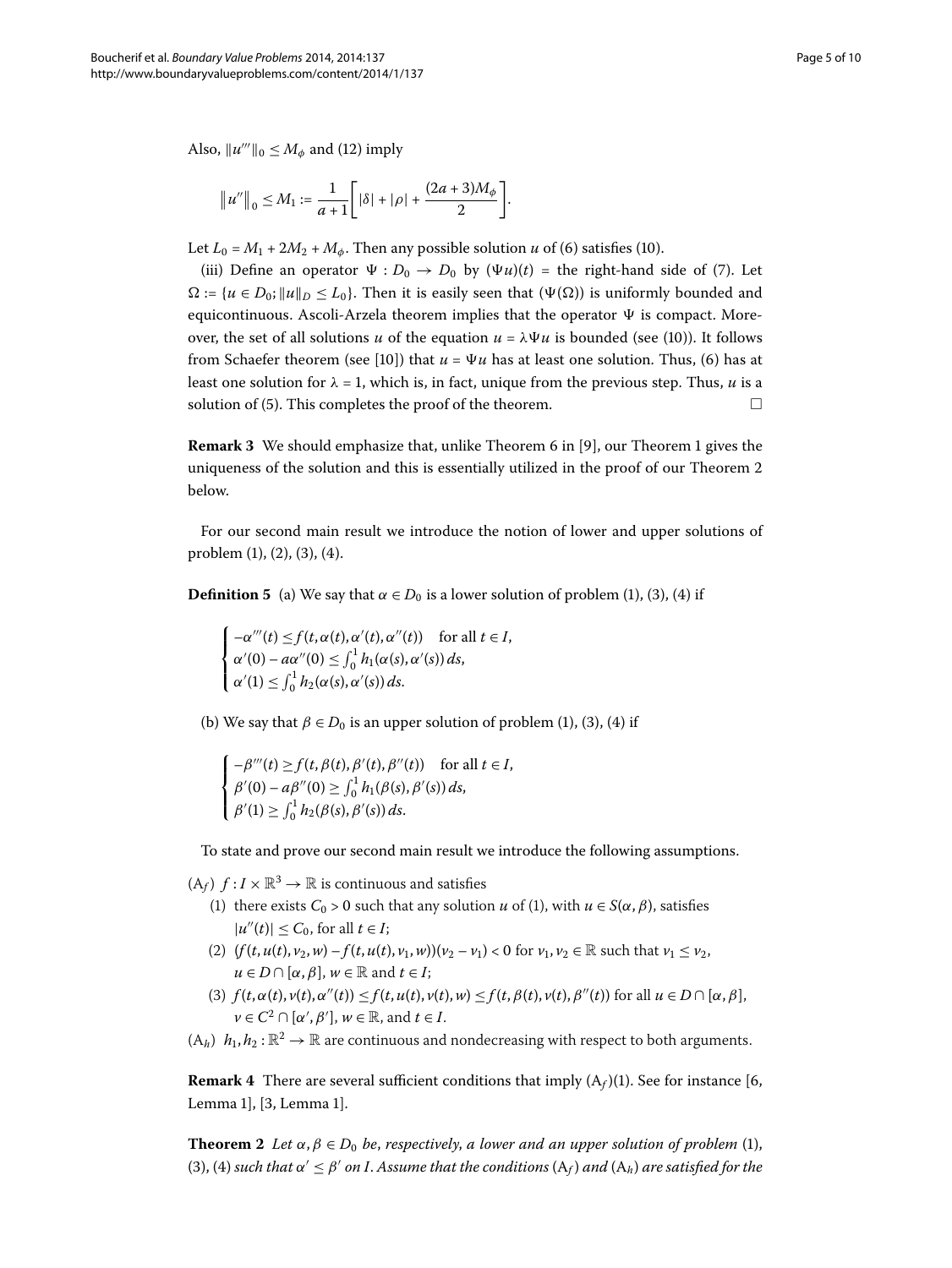Also, $\|u'''\|_0 \leq M_\phi$ and (12) imply

$$\left\|u''\right\|_0 \leq M_1 := \frac{1}{a+1}\left[|\delta| + |\rho| + \frac{(2a+3)M_\phi}{2}\right].$$

Let $L_0 = M_1 + 2M_2 + M_\phi$. Then any possible solution $u$ of (6) satisfies (10).

(iii) Define an operator $\Psi : D_0 \to D_0$ by $(\Psi u)(t)$ = the right-hand side of (7). Let $\Omega := \{u \in D_0; \|u\|_D \leq L_0\}$. Then it is easily seen that $(\Psi(\Omega))$ is uniformly bounded and equicontinuous. Ascoli-Arzela theorem implies that the operator $\Psi$ is compact. Moreover, the set of all solutions $u$ of the equation $u = \lambda\Psi u$ is bounded (see (10)). It follows from Schaefer theorem (see [10]) that $u = \Psi u$ has at least one solution. Thus, (6) has at least one solution for $\lambda = 1$, which is, in fact, unique from the previous step. Thus, $u$ is a solution of (5). This completes the proof of the theorem. □

**Remark 3** We should emphasize that, unlike Theorem 6 in [9], our Theorem 1 gives the uniqueness of the solution and this is essentially utilized in the proof of our Theorem 2 below.

For our second main result we introduce the notion of lower and upper solutions of problem (1), (2), (3), (4).

**Definition 5** (a) We say that $\alpha \in D_0$ is a lower solution of problem (1), (3), (4) if

$$\begin{cases} -\alpha'''(t) \leq f(t, \alpha(t), \alpha'(t), \alpha''(t)) \quad \text{for all } t \in I, \\ \alpha'(0) - a\alpha''(0) \leq \int_0^1 h_1(\alpha(s), \alpha'(s))\,ds, \\ \alpha'(1) \leq \int_0^1 h_2(\alpha(s), \alpha'(s))\,ds. \end{cases}$$

(b) We say that $\beta \in D_0$ is an upper solution of problem (1), (3), (4) if

$$\begin{cases} -\beta'''(t) \geq f(t, \beta(t), \beta'(t), \beta''(t)) \quad \text{for all } t \in I, \\ \beta'(0) - a\beta''(0) \geq \int_0^1 h_1(\beta(s), \beta'(s))\,ds, \\ \beta'(1) \geq \int_0^1 h_2(\beta(s), \beta'(s))\,ds. \end{cases}$$

To state and prove our second main result we introduce the following assumptions.

$(\mathrm{A}_f)$ $f : I \times \mathbb{R}^3 \to \mathbb{R}$ is continuous and satisfies

1. there exists $C_0 > 0$ such that any solution $u$ of (1), with $u \in S(\alpha, \beta)$, satisfies $|u''(t)| \leq C_0$, for all $t \in I$;
2. $(f(t, u(t), v_2, w) - f(t, u(t), v_1, w))(v_2 - v_1) < 0$ for $v_1, v_2 \in \mathbb{R}$ such that $v_1 \leq v_2$, $u \in D \cap [\alpha, \beta]$, $w \in \mathbb{R}$ and $t \in I$;
3. $f(t, \alpha(t), v(t), \alpha''(t)) \leq f(t, u(t), v(t), w) \leq f(t, \beta(t), v(t), \beta''(t))$ for all $u \in D \cap [\alpha, \beta]$, $v \in C^2 \cap [\alpha', \beta']$, $w \in \mathbb{R}$, and $t \in I$.

$(\mathrm{A}_h)$ $h_1, h_2 : \mathbb{R}^2 \to \mathbb{R}$ are continuous and nondecreasing with respect to both arguments.

**Remark 4** There are several sufficient conditions that imply $(\mathrm{A}_f)$(1). See for instance [6, Lemma 1], [3, Lemma 1].

**Theorem 2** *Let $\alpha, \beta \in D_0$ be, respectively, a lower and an upper solution of problem* (1), (3), (4) *such that $\alpha' \leq \beta'$ on $I$. Assume that the conditions* $(\mathrm{A}_f)$ *and* $(\mathrm{A}_h)$ *are satisfied for the*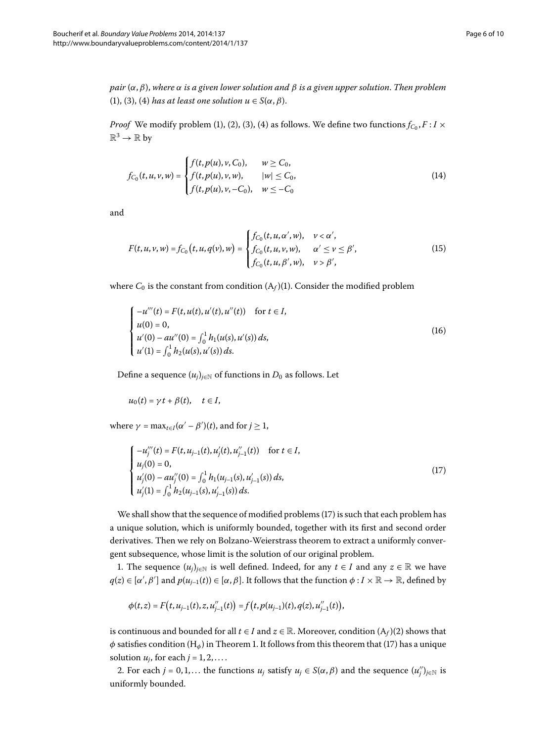*pair* $(\alpha, \beta)$, *where* $\alpha$ *is a given lower solution and* $\beta$ *is a given upper solution. Then problem* (1), (3), (4) *has at least one solution* $u \in S(\alpha, \beta)$.

*Proof* We modify problem (1), (2), (3), (4) as follows. We define two functions $f_{C_0}, F : I \times \mathbb{R}^3 \to \mathbb{R}$ by

$$f_{C_0}(t,u,v,w) = \begin{cases} f(t,p(u),v,C_0), & w \geq C_0, \\ f(t,p(u),v,w), & |w| \leq C_0, \\ f(t,p(u),v,-C_0), & w \leq -C_0 \end{cases} \tag{14}$$

and

$$F(t,u,v,w) = f_{C_0}\big(t,u,q(v),w\big) = \begin{cases} f_{C_0}(t,u,\alpha',w), & v < \alpha', \\ f_{C_0}(t,u,v,w), & \alpha' \leq v \leq \beta', \\ f_{C_0}(t,u,\beta',w), & v > \beta', \end{cases} \tag{15}$$

where $C_0$ is the constant from condition $(\mathrm{A}_f)(1)$. Consider the modified problem

$$\begin{cases} -u'''(t) = F(t,u(t),u'(t),u''(t)) & \text{for } t \in I, \\ u(0) = 0, \\ u'(0) - au''(0) = \int_0^1 h_1(u(s),u'(s))\,ds, \\ u'(1) = \int_0^1 h_2(u(s),u'(s))\,ds. \end{cases} \tag{16}$$

Define a sequence $(u_j)_{j\in\mathbb{N}}$ of functions in $D_0$ as follows. Let

$$u_0(t) = \gamma t + \beta(t), \quad t \in I,$$

where $\gamma = \max_{t\in I}(\alpha' - \beta')(t)$, and for $j \geq 1$,

$$\begin{cases} -u_j'''(t) = F(t,u_{j-1}(t),u_j'(t),u_{j-1}''(t)) & \text{for } t \in I, \\ u_j(0) = 0, \\ u_j'(0) - au_j''(0) = \int_0^1 h_1(u_{j-1}(s),u_{j-1}'(s))\,ds, \\ u_j'(1) = \int_0^1 h_2(u_{j-1}(s),u_{j-1}'(s))\,ds. \end{cases} \tag{17}$$

We shall show that the sequence of modified problems (17) is such that each problem has a unique solution, which is uniformly bounded, together with its first and second order derivatives. Then we rely on Bolzano-Weierstrass theorem to extract a uniformly convergent subsequence, whose limit is the solution of our original problem.

1. The sequence $(u_j)_{j\in\mathbb{N}}$ is well defined. Indeed, for any $t \in I$ and any $z \in \mathbb{R}$ we have $q(z) \in [\alpha', \beta']$ and $p(u_{j-1}(t)) \in [\alpha, \beta]$. It follows that the function $\phi : I \times \mathbb{R} \to \mathbb{R}$, defined by

$$\phi(t,z) = F\big(t,u_{j-1}(t),z,u_{j-1}''(t)\big) = f\big(t,p(u_{j-1})(t),q(z),u_{j-1}''(t)\big),$$

is continuous and bounded for all $t \in I$ and $z \in \mathbb{R}$. Moreover, condition $(\mathrm{A}_f)(2)$ shows that $\phi$ satisfies condition $(\mathrm{H}_\phi)$ in Theorem 1. It follows from this theorem that (17) has a unique solution $u_j$, for each $j = 1, 2, \ldots$.

2. For each $j = 0, 1, \ldots$ the functions $u_j$ satisfy $u_j \in S(\alpha, \beta)$ and the sequence $(u_j'')_{j\in\mathbb{N}}$ is uniformly bounded.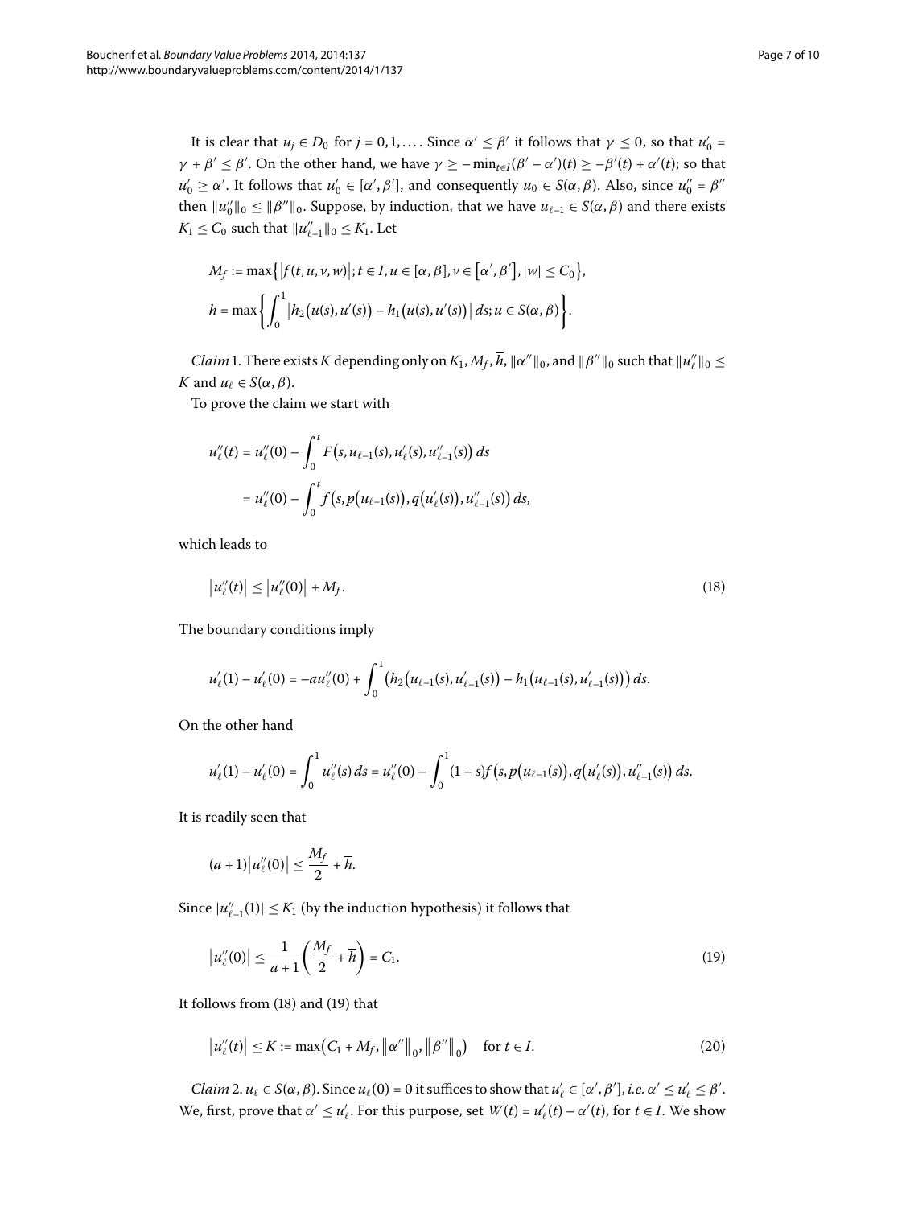It is clear that $u_j \in D_0$ for $j = 0, 1, \ldots$. Since $\alpha' \leq \beta'$ it follows that $\gamma \leq 0$, so that $u_0' = \gamma + \beta' \leq \beta'$. On the other hand, we have $\gamma \geq -\min_{t\in I}(\beta' - \alpha')(t) \geq -\beta'(t) + \alpha'(t)$; so that $u_0' \geq \alpha'$. It follows that $u_0' \in [\alpha', \beta']$, and consequently $u_0 \in S(\alpha, \beta)$. Also, since $u_0'' = \beta''$ then $\|u_0''\|_0 \leq \|\beta''\|_0$. Suppose, by induction, that we have $u_{\ell-1} \in S(\alpha, \beta)$ and there exists $K_1 \leq C_0$ such that $\|u_{\ell-1}''\|_0 \leq K_1$. Let

$$M_f := \max\{|f(t,u,v,w)|; t \in I, u \in [\alpha, \beta], v \in [\alpha', \beta'], |w| \leq C_0\},$$

$$\overline{h} = \max\left\{\int_0^1 \left|h_2\big(u(s), u'(s)\big) - h_1\big(u(s), u'(s)\big)\right| ds; u \in S(\alpha, \beta)\right\}.$$

*Claim* 1. There exists $K$ depending only on $K_1$, $M_f$, $\overline{h}$, $\|\alpha''\|_0$, and $\|\beta''\|_0$ such that $\|u_\ell''\|_0 \leq K$ and $u_\ell \in S(\alpha, \beta)$.

To prove the claim we start with

$$\begin{aligned} u_\ell''(t) &= u_\ell''(0) - \int_0^t F\big(s, u_{\ell-1}(s), u_\ell'(s), u_{\ell-1}''(s)\big)\, ds \\ &= u_\ell''(0) - \int_0^t f\big(s, p\big(u_{\ell-1}(s)\big), q\big(u_\ell'(s)\big), u_{\ell-1}''(s)\big)\, ds, \end{aligned}$$

which leads to

$$\left|u_\ell''(t)\right| \leq \left|u_\ell''(0)\right| + M_f. \tag{18}$$

The boundary conditions imply

$$u_\ell'(1) - u_\ell'(0) = -a u_\ell''(0) + \int_0^1 \big(h_2\big(u_{\ell-1}(s), u_{\ell-1}'(s)\big) - h_1\big(u_{\ell-1}(s), u_{\ell-1}'(s)\big)\big)\, ds.$$

On the other hand

$$u_\ell'(1) - u_\ell'(0) = \int_0^1 u_\ell''(s)\, ds = u_\ell''(0) - \int_0^1 (1-s) f\big(s, p\big(u_{\ell-1}(s)\big), q\big(u_\ell'(s)\big), u_{\ell-1}''(s)\big)\, ds.$$

It is readily seen that

$$(a+1)\left|u_\ell''(0)\right| \leq \frac{M_f}{2} + \overline{h}.$$

Since $|u_{\ell-1}''(1)| \leq K_1$ (by the induction hypothesis) it follows that

$$\left|u_\ell''(0)\right| \leq \frac{1}{a+1}\left(\frac{M_f}{2} + \overline{h}\right) = C_1. \tag{19}$$

It follows from (18) and (19) that

$$\left|u_\ell''(t)\right| \leq K := \max\left(C_1 + M_f, \left\|\alpha''\right\|_0, \left\|\beta''\right\|_0\right) \quad \text{for } t \in I. \tag{20}$$

*Claim* 2. $u_\ell \in S(\alpha, \beta)$. Since $u_\ell(0) = 0$ it suffices to show that $u_\ell' \in [\alpha', \beta']$, *i.e.* $\alpha' \leq u_\ell' \leq \beta'$. We, first, prove that $\alpha' \leq u_\ell'$. For this purpose, set $W(t) = u_\ell'(t) - \alpha'(t)$, for $t \in I$. We show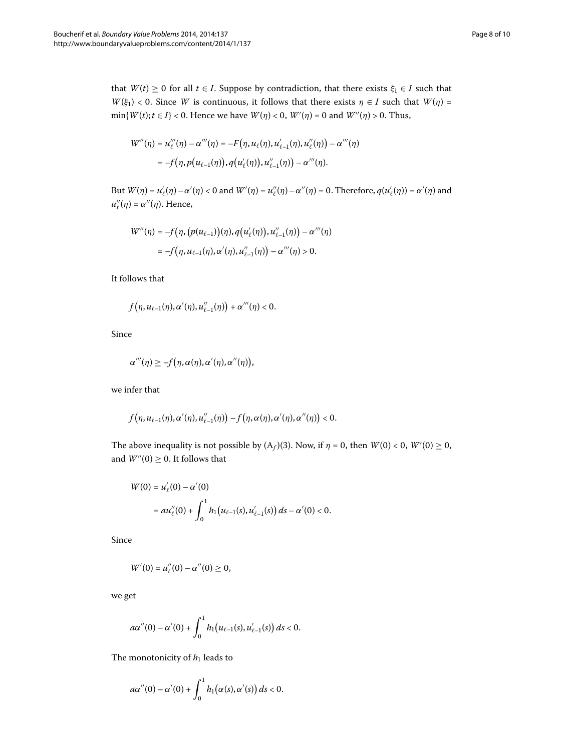that $W(t) \geq 0$ for all $t \in I$. Suppose by contradiction, that there exists $\xi_1 \in I$ such that $W(\xi_1) < 0$. Since $W$ is continuous, it follows that there exists $\eta \in I$ such that $W(\eta) = \min\{W(t); t \in I\} < 0$. Hence we have $W(\eta) < 0$, $W'(\eta) = 0$ and $W''(\eta) > 0$. Thus,

$$
\begin{aligned}
W''(\eta) &= u_\ell'''(\eta) - \alpha'''(\eta) = -F\big(\eta, u_\ell(\eta), u_{\ell-1}'(\eta), u_\ell''(\eta)\big) - \alpha'''(\eta) \\
&= -f\big(\eta, p\big(u_{\ell-1}(\eta)\big), q\big(u_\ell'(\eta)\big), u_{\ell-1}''(\eta)\big) - \alpha'''(\eta).
\end{aligned}
$$

But $W(\eta) = u_\ell'(\eta) - \alpha'(\eta) < 0$ and $W'(\eta) = u_\ell''(\eta) - \alpha''(\eta) = 0$. Therefore, $q(u_\ell'(\eta)) = \alpha'(\eta)$ and $u_\ell''(\eta) = \alpha''(\eta)$. Hence,

$$
\begin{aligned}
W''(\eta) &= -f\big(\eta, \big(p(u_{\ell-1})\big)(\eta), q\big(u_\ell'(\eta)\big), u_{\ell-1}''(\eta)\big) - \alpha'''(\eta) \\
&= -f\big(\eta, u_{\ell-1}(\eta), \alpha'(\eta), u_{\ell-1}''(\eta)\big) - \alpha'''(\eta) > 0.
\end{aligned}
$$

It follows that

$$
f\big(\eta, u_{\ell-1}(\eta), \alpha'(\eta), u_{\ell-1}''(\eta)\big) + \alpha'''(\eta) < 0.
$$

Since

$$
\alpha'''(\eta) \geq -f\big(\eta, \alpha(\eta), \alpha'(\eta), \alpha''(\eta)\big),
$$

we infer that

$$
f\big(\eta, u_{\ell-1}(\eta), \alpha'(\eta), u_{\ell-1}''(\eta)\big) - f\big(\eta, \alpha(\eta), \alpha'(\eta), \alpha''(\eta)\big) < 0.
$$

The above inequality is not possible by $(\mathrm{A}_f)(3)$. Now, if $\eta = 0$, then $W(0) < 0$, $W'(0) \geq 0$, and $W''(0) \geq 0$. It follows that

$$
\begin{aligned}
W(0) &= u_\ell'(0) - \alpha'(0) \\
&= a u_\ell''(0) + \int_0^1 h_1\big(u_{\ell-1}(s), u_{\ell-1}'(s)\big)\,ds - \alpha'(0) < 0.
\end{aligned}
$$

Since

$$
W'(0) = u_\ell''(0) - \alpha''(0) \geq 0,
$$

we get

$$
a\alpha''(0) - \alpha'(0) + \int_0^1 h_1\big(u_{\ell-1}(s), u_{\ell-1}'(s)\big)\,ds < 0.
$$

The monotonicity of $h_1$ leads to

$$
a\alpha''(0) - \alpha'(0) + \int_0^1 h_1\big(\alpha(s), \alpha'(s)\big)\,ds < 0.
$$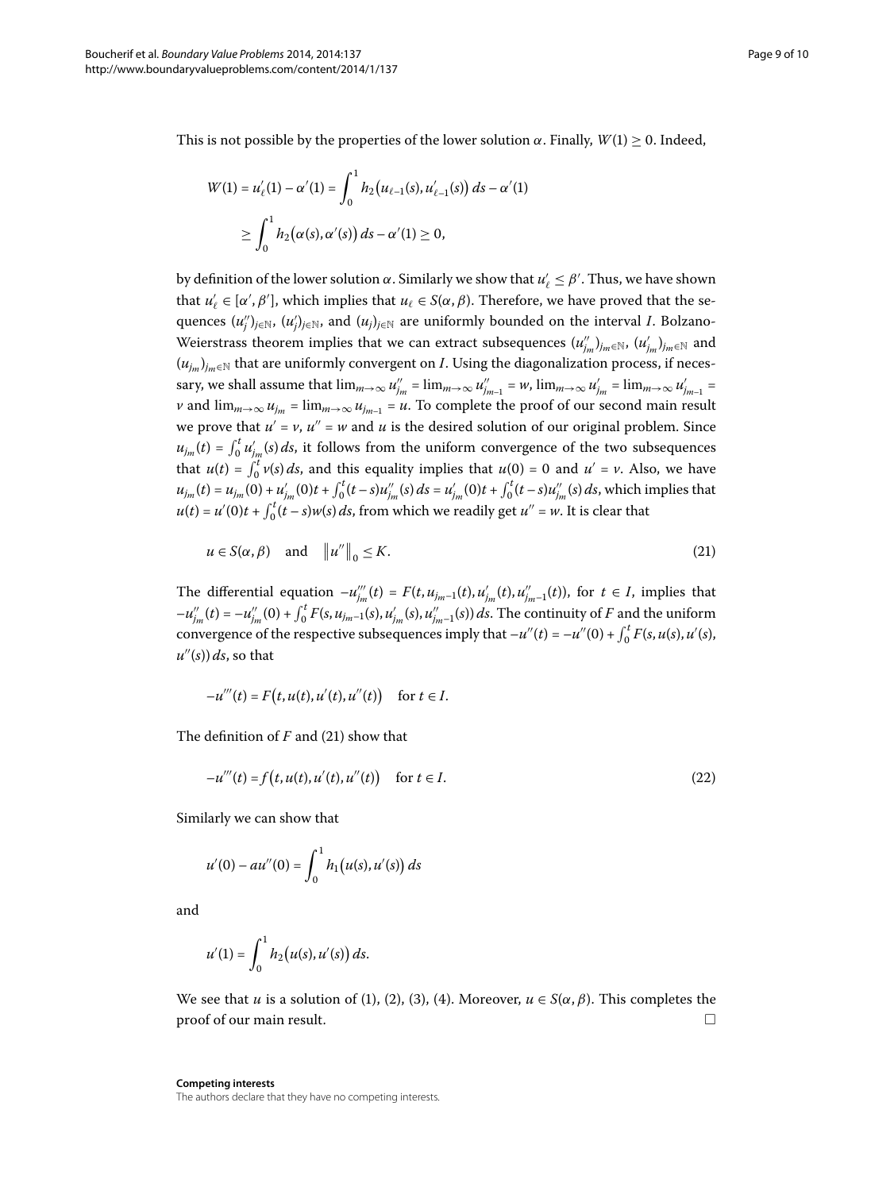This is not possible by the properties of the lower solution $\alpha$. Finally, $W(1) \geq 0$. Indeed,

$$
\begin{aligned}
W(1) = u_\ell'(1) - \alpha'(1) &= \int_0^1 h_2\big(u_{\ell-1}(s), u_{\ell-1}'(s)\big)\, ds - \alpha'(1) \\
&\geq \int_0^1 h_2\big(\alpha(s), \alpha'(s)\big)\, ds - \alpha'(1) \geq 0,
\end{aligned}
$$

by definition of the lower solution $\alpha$. Similarly we show that $u_\ell' \leq \beta'$. Thus, we have shown that $u_\ell' \in [\alpha', \beta']$, which implies that $u_\ell \in S(\alpha, \beta)$. Therefore, we have proved that the sequences $(u_j'')_{j\in\mathbb{N}}$, $(u_j')_{j\in\mathbb{N}}$, and $(u_j)_{j\in\mathbb{N}}$ are uniformly bounded on the interval $I$. Bolzano-Weierstrass theorem implies that we can extract subsequences $(u_{j_m}'')_{j_m\in\mathbb{N}}$, $(u_{j_m}')_{j_m\in\mathbb{N}}$ and $(u_{j_m})_{j_m\in\mathbb{N}}$ that are uniformly convergent on $I$. Using the diagonalization process, if necessary, we shall assume that $\lim_{m\to\infty} u_{j_m}'' = \lim_{m\to\infty} u_{j_{m-1}}'' = w$, $\lim_{m\to\infty} u_{j_m}' = \lim_{m\to\infty} u_{j_{m-1}}' = v$ and $\lim_{m\to\infty} u_{j_m} = \lim_{m\to\infty} u_{j_{m-1}} = u$. To complete the proof of our second main result we prove that $u' = v$, $u'' = w$ and $u$ is the desired solution of our original problem. Since $u_{j_m}(t) = \int_0^t u_{j_m}'(s)\, ds$, it follows from the uniform convergence of the two subsequences that $u(t) = \int_0^t v(s)\, ds$, and this equality implies that $u(0) = 0$ and $u' = v$. Also, we have $u_{j_m}(t) = u_{j_m}(0) + u_{j_m}'(0)t + \int_0^t (t-s)u_{j_m}''(s)\, ds = u_{j_m}'(0)t + \int_0^t (t-s)u_{j_m}''(s)\, ds$, which implies that $u(t) = u'(0)t + \int_0^t (t-s)w(s)\, ds$, from which we readily get $u'' = w$. It is clear that

$$
u \in S(\alpha, \beta) \quad \text{and} \quad \|u''\|_0 \leq K. \tag{21}
$$

The differential equation $-u_{j_m}'''(t) = F(t, u_{j_m-1}(t), u_{j_m}'(t), u_{j_m-1}''(t))$, for $t \in I$, implies that $-u_{j_m}''(t) = -u_{j_m}''(0) + \int_0^t F(s, u_{j_m-1}(s), u_{j_m}'(s), u_{j_m-1}''(s))\, ds$. The continuity of $F$ and the uniform convergence of the respective subsequences imply that $-u''(t) = -u''(0) + \int_0^t F(s, u(s), u'(s), u''(s))\, ds$, so that

$$
-u'''(t) = F\big(t, u(t), u'(t), u''(t)\big) \quad \text{for } t \in I.
$$

The definition of $F$ and (21) show that

$$
-u'''(t) = f\big(t, u(t), u'(t), u''(t)\big) \quad \text{for } t \in I. \tag{22}
$$

Similarly we can show that

$$
u'(0) - au''(0) = \int_0^1 h_1\big(u(s), u'(s)\big)\, ds
$$

and

$$
u'(1) = \int_0^1 h_2\big(u(s), u'(s)\big)\, ds.
$$

We see that $u$ is a solution of (1), (2), (3), (4). Moreover, $u \in S(\alpha, \beta)$. This completes the proof of our main result. $\square$

**Competing interests**

The authors declare that they have no competing interests.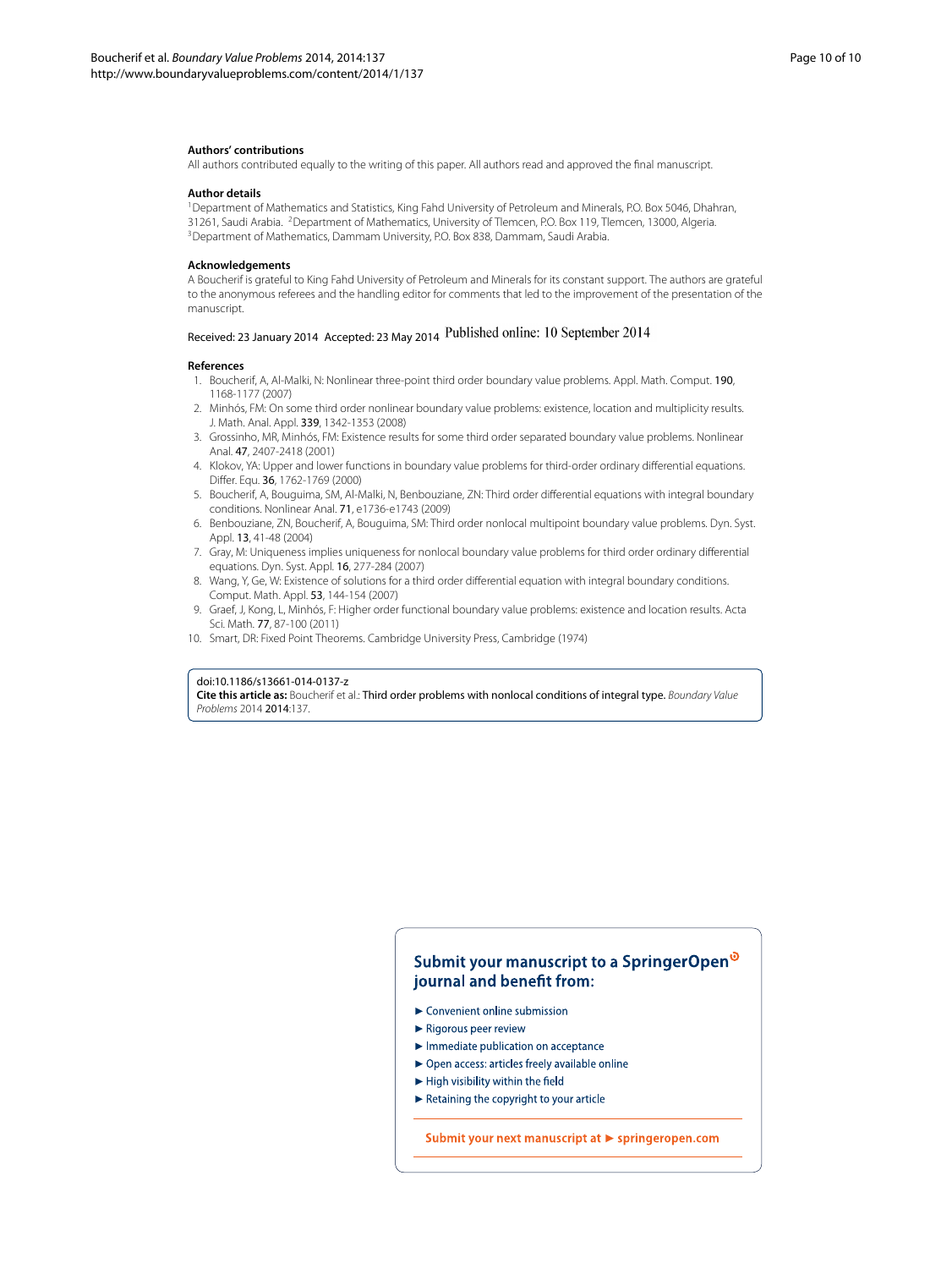**Authors' contributions**

All authors contributed equally to the writing of this paper. All authors read and approved the final manuscript.

**Author details**

[1]Department of Mathematics and Statistics, King Fahd University of Petroleum and Minerals, P.O. Box 5046, Dhahran, 31261, Saudi Arabia. [2]Department of Mathematics, University of Tlemcen, P.O. Box 119, Tlemcen, 13000, Algeria. [3]Department of Mathematics, Dammam University, P.O. Box 838, Dammam, Saudi Arabia.

**Acknowledgements**

A Boucherif is grateful to King Fahd University of Petroleum and Minerals for its constant support. The authors are grateful to the anonymous referees and the handling editor for comments that led to the improvement of the presentation of the manuscript.

Received: 23 January 2014 Accepted: 23 May 2014 Published online: 10 September 2014

**References**

1. Boucherif, A, Al-Malki, N: Nonlinear three-point third order boundary value problems. Appl. Math. Comput. **190**, 1168-1177 (2007)
2. Minhós, FM: On some third order nonlinear boundary value problems: existence, location and multiplicity results. J. Math. Anal. Appl. **339**, 1342-1353 (2008)
3. Grossinho, MR, Minhós, FM: Existence results for some third order separated boundary value problems. Nonlinear Anal. **47**, 2407-2418 (2001)
4. Klokov, YA: Upper and lower functions in boundary value problems for third-order ordinary differential equations. Differ. Equ. **36**, 1762-1769 (2000)
5. Boucherif, A, Bouguima, SM, Al-Malki, N, Benbouziane, ZN: Third order differential equations with integral boundary conditions. Nonlinear Anal. **71**, e1736-e1743 (2009)
6. Benbouziane, ZN, Boucherif, A, Bouguima, SM: Third order nonlocal multipoint boundary value problems. Dyn. Syst. Appl. **13**, 41-48 (2004)
7. Gray, M: Uniqueness implies uniqueness for nonlocal boundary value problems for third order ordinary differential equations. Dyn. Syst. Appl. **16**, 277-284 (2007)
8. Wang, Y, Ge, W: Existence of solutions for a third order differential equation with integral boundary conditions. Comput. Math. Appl. **53**, 144-154 (2007)
9. Graef, J, Kong, L, Minhós, F: Higher order functional boundary value problems: existence and location results. Acta Sci. Math. **77**, 87-100 (2011)
10. Smart, DR: Fixed Point Theorems. Cambridge University Press, Cambridge (1974)

doi:10.1186/s13661-014-0137-z
**Cite this article as:** Boucherif et al.: Third order problems with nonlocal conditions of integral type. *Boundary Value Problems* 2014 **2014**:137.